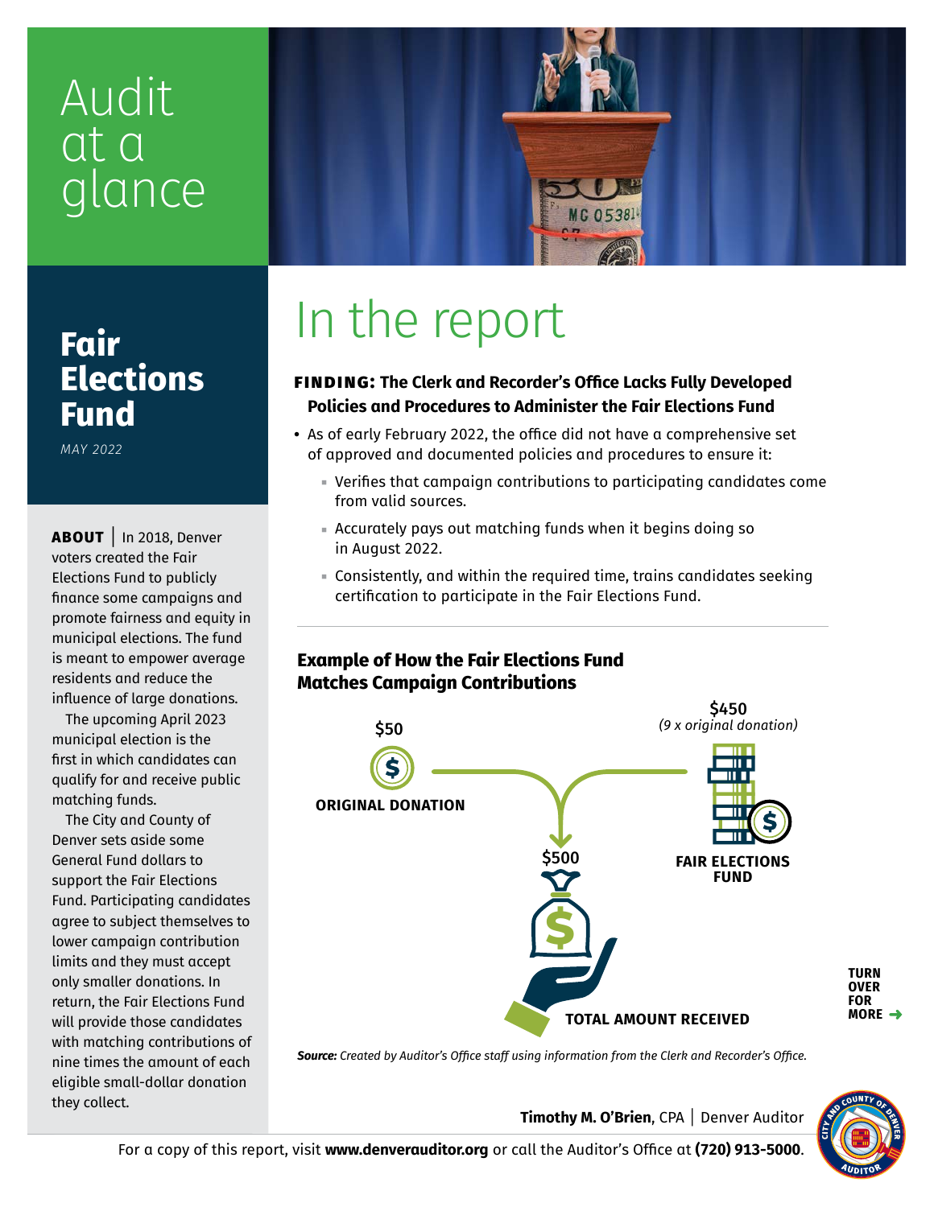# Audit at a glance

## Fair Elections Fund

*MAY 2022*

**ABOUT** | In 2018, Denver voters created the Fair Elections Fund to publicly finance some campaigns and promote fairness and equity in municipal elections. The fund is meant to empower average residents and reduce the influence of large donations.

The upcoming April 2023 municipal election is the first in which candidates can qualify for and receive public matching funds.

The City and County of Denver sets aside some General Fund dollars to support the Fair Elections Fund. Participating candidates agree to subject themselves to lower campaign contribution limits and they must accept only smaller donations. In return, the Fair Elections Fund will provide those candidates with matching contributions of nine times the amount of each eligible small-dollar donation they collect.

# In the report

### FINDING: The Clerk and Recorder's Office Lacks Fully Developed Policies and Procedures to Administer the Fair Elections Fund

- As of early February 2022, the office did not have a comprehensive set of approved and documented policies and procedures to ensure it:
  - Verifies that campaign contributions to participating candidates come from valid sources.
  - Accurately pays out matching funds when it begins doing so in August 2022.
  - Consistently, and within the required time, trains candidates seeking certification to participate in the Fair Elections Fund.

### Example of How the Fair Elections Fund Matches Campaign Contributions

$50 — ORIGINAL DONATION

$450 *(9 x original donation)* — FAIR ELECTIONS FUND

$500 — TOTAL AMOUNT RECEIVED

***Source:*** *Created by Auditor's Office staff using information from the Clerk and Recorder's Office.*

TURN OVER FOR MORE →

**Timothy M. O'Brien**, CPA | Denver Auditor

For a copy of this report, visit **www.denverauditor.org** or call the Auditor's Office at **(720) 913-5000**.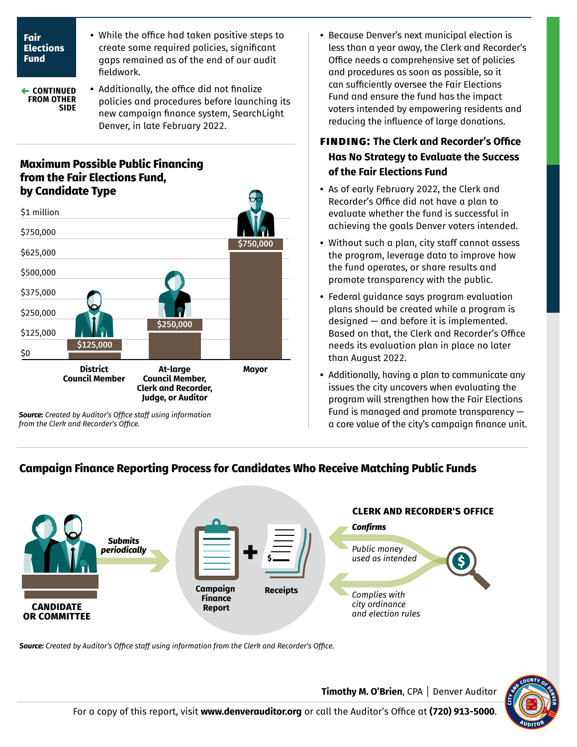**Fair Elections Fund**

← CONTINUED FROM OTHER SIDE

- While the office had taken positive steps to create some required policies, significant gaps remained as of the end of our audit fieldwork.
- Additionally, the office did not finalize policies and procedures before launching its new campaign finance system, SearchLight Denver, in late February 2022.

### Maximum Possible Public Financing from the Fair Elections Fund, by Candidate Type

$1 million
$750,000
$625,000
$500,000
$375,000
$250,000
$125,000
$0

$125,000
$250,000
$750,000

District Council Member
At-large Council Member, Clerk and Recorder, Judge, or Auditor
Mayor

***Source:*** *Created by Auditor's Office staff using information from the Clerk and Recorder's Office.*

- Because Denver's next municipal election is less than a year away, the Clerk and Recorder's Office needs a comprehensive set of policies and procedures as soon as possible, so it can sufficiently oversee the Fair Elections Fund and ensure the fund has the impact voters intended by empowering residents and reducing the influence of large donations.

### FINDING: The Clerk and Recorder's Office Has No Strategy to Evaluate the Success of the Fair Elections Fund

- As of early February 2022, the Clerk and Recorder's Office did not have a plan to evaluate whether the fund is successful in achieving the goals Denver voters intended.
- Without such a plan, city staff cannot assess the program, leverage data to improve how the fund operates, or share results and promote transparency with the public.
- Federal guidance says program evaluation plans should be created while a program is designed — and before it is implemented. Based on that, the Clerk and Recorder's Office needs its evaluation plan in place no later than August 2022.
- Additionally, having a plan to communicate any issues the city uncovers when evaluating the program will strengthen how the Fair Elections Fund is managed and promote transparency — a core value of the city's campaign finance unit.

### Campaign Finance Reporting Process for Candidates Who Receive Matching Public Funds

CANDIDATE OR COMMITTEE

***Submits periodically***

Campaign Finance Report + Receipts

CLERK AND RECORDER'S OFFICE

***Confirms***

*Public money used as intended*

*Complies with city ordinance and election rules*

***Source:*** *Created by Auditor's Office staff using information from the Clerk and Recorder's Office.*

**Timothy M. O'Brien**, CPA | Denver Auditor

For a copy of this report, visit **www.denverauditor.org** or call the Auditor's Office at **(720) 913-5000**.